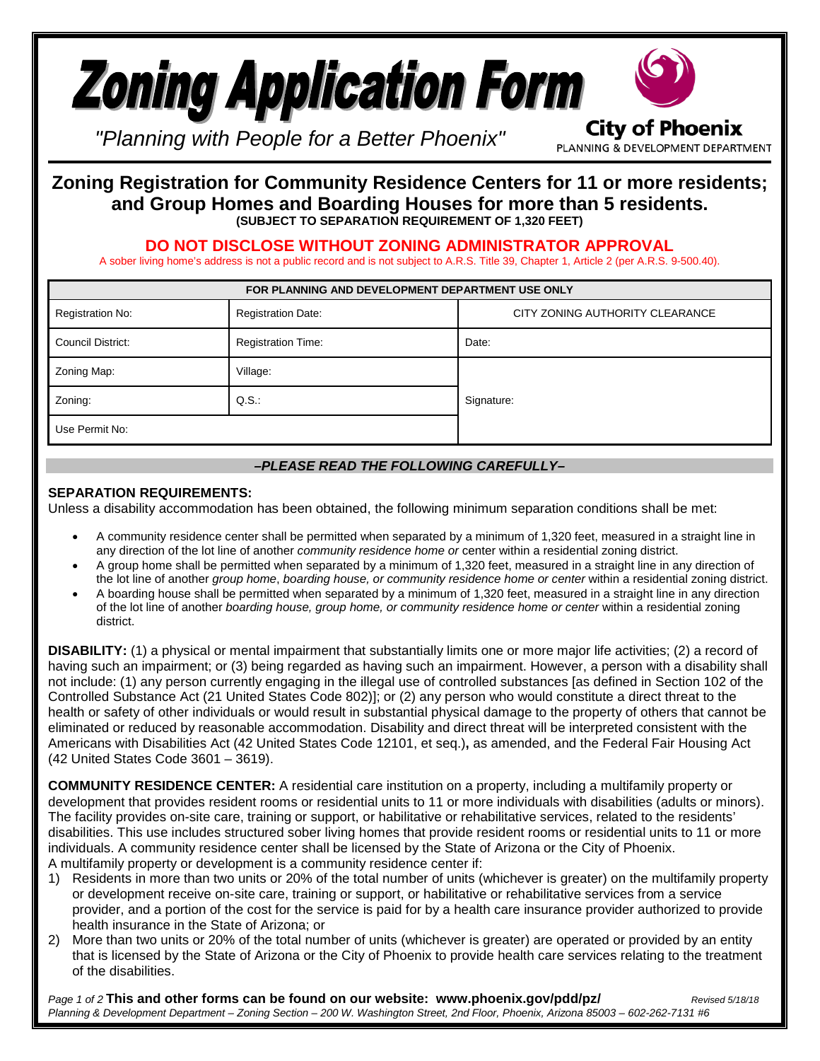# Zoning Application Form

*"Planning with People for a Better Phoenix"*

City of Phoenix
PLANNING & DEVELOPMENT DEPARTMENT

## Zoning Registration for Community Residence Centers for 11 or more residents; and Group Homes and Boarding Houses for more than 5 residents.

**(SUBJECT TO SEPARATION REQUIREMENT OF 1,320 FEET)**

### DO NOT DISCLOSE WITHOUT ZONING ADMINISTRATOR APPROVAL

A sober living home's address is not a public record and is not subject to A.R.S. Title 39, Chapter 1, Article 2 (per A.R.S. 9-500.40).

| FOR PLANNING AND DEVELOPMENT DEPARTMENT USE ONLY | | |
|---|---|---|
| Registration No: | Registration Date: | CITY ZONING AUTHORITY CLEARANCE |
| Council District: | Registration Time: | Date: |
| Zoning Map: | Village: | Signature: |
| Zoning: | Q.S.: | |
| Use Permit No: | | |

***–PLEASE READ THE FOLLOWING CAREFULLY–***

**SEPARATION REQUIREMENTS:**
Unless a disability accommodation has been obtained, the following minimum separation conditions shall be met:

- A community residence center shall be permitted when separated by a minimum of 1,320 feet, measured in a straight line in any direction of the lot line of another *community residence home or* center within a residential zoning district.
- A group home shall be permitted when separated by a minimum of 1,320 feet, measured in a straight line in any direction of the lot line of another *group home*, *boarding house, or community residence home or center* within a residential zoning district.
- A boarding house shall be permitted when separated by a minimum of 1,320 feet, measured in a straight line in any direction of the lot line of another *boarding house, group home, or community residence home or center* within a residential zoning district.

**DISABILITY:** (1) a physical or mental impairment that substantially limits one or more major life activities; (2) a record of having such an impairment; or (3) being regarded as having such an impairment. However, a person with a disability shall not include: (1) any person currently engaging in the illegal use of controlled substances [as defined in Section 102 of the Controlled Substance Act (21 United States Code 802)]; or (2) any person who would constitute a direct threat to the health or safety of other individuals or would result in substantial physical damage to the property of others that cannot be eliminated or reduced by reasonable accommodation. Disability and direct threat will be interpreted consistent with the Americans with Disabilities Act (42 United States Code 12101, et seq.)**,** as amended, and the Federal Fair Housing Act (42 United States Code 3601 – 3619).

**COMMUNITY RESIDENCE CENTER:** A residential care institution on a property, including a multifamily property or development that provides resident rooms or residential units to 11 or more individuals with disabilities (adults or minors). The facility provides on-site care, training or support, or habilitative or rehabilitative services, related to the residents' disabilities. This use includes structured sober living homes that provide resident rooms or residential units to 11 or more individuals. A community residence center shall be licensed by the State of Arizona or the City of Phoenix.
A multifamily property or development is a community residence center if:

1) Residents in more than two units or 20% of the total number of units (whichever is greater) on the multifamily property or development receive on-site care, training or support, or habilitative or rehabilitative services from a service provider, and a portion of the cost for the service is paid for by a health care insurance provider authorized to provide health insurance in the State of Arizona; or
2) More than two units or 20% of the total number of units (whichever is greater) are operated or provided by an entity that is licensed by the State of Arizona or the City of Phoenix to provide health care services relating to the treatment of the disabilities.

**This and other forms can be found on our website: www.phoenix.gov/pdd/pz/** *Revised 5/18/18*
*Planning & Development Department – Zoning Section – 200 W. Washington Street, 2nd Floor, Phoenix, Arizona 85003 – 602-262-7131 #6*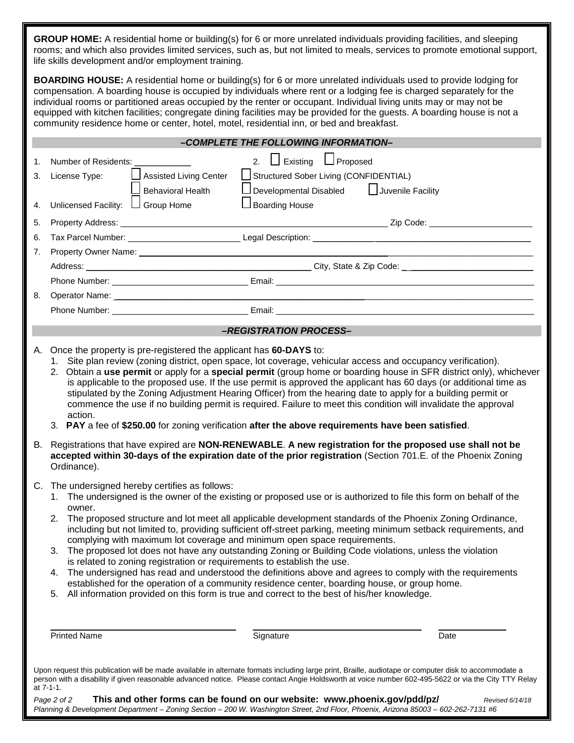**GROUP HOME:** A residential home or building(s) for 6 or more unrelated individuals providing facilities, and sleeping rooms; and which also provides limited services, such as, but not limited to meals, services to promote emotional support, life skills development and/or employment training.

**BOARDING HOUSE:** A residential home or building(s) for 6 or more unrelated individuals used to provide lodging for compensation. A boarding house is occupied by individuals where rent or a lodging fee is charged separately for the individual rooms or partitioned areas occupied by the renter or occupant. Individual living units may or may not be equipped with kitchen facilities; congregate dining facilities may be provided for the guests. A boarding house is not a community residence home or center, hotel, motel, residential inn, or bed and breakfast.

## *–COMPLETE THE FOLLOWING INFORMATION–*

1. Number of Residents: ____________ 2. ☐ Existing ☐ Proposed
3. License Type: ☐ Assisted Living Center ☐ Structured Sober Living (CONFIDENTIAL) ☐ Behavioral Health ☐ Developmental Disabled ☐ Juvenile Facility
4. Unlicensed Facility: ☐ Group Home ☐ Boarding House
5. Property Address: ________________________________________ Zip Code: ______________________
6. Tax Parcel Number: ________________________ Legal Description: ________________________________
7. Property Owner Name: ____________________________________________________________
   Address: ________________________________ City, State & Zip Code: ________________________
   Phone Number: ____________________________ Email: ____________________________________
8. Operator Name: __________________________________________________________________
   Phone Number: ____________________________ Email: ____________________________________

## *–REGISTRATION PROCESS–*

A. Once the property is pre-registered the applicant has **60-DAYS** to:
   1. Site plan review (zoning district, open space, lot coverage, vehicular access and occupancy verification).
   2. Obtain a **use permit** or apply for a **special permit** (group home or boarding house in SFR district only), whichever is applicable to the proposed use. If the use permit is approved the applicant has 60 days (or additional time as stipulated by the Zoning Adjustment Hearing Officer) from the hearing date to apply for a building permit or commence the use if no building permit is required. Failure to meet this condition will invalidate the approval action.
   3. **PAY** a fee of **$250.00** for zoning verification **after the above requirements have been satisfied**.

B. Registrations that have expired are **NON-RENEWABLE**. **A new registration for the proposed use shall not be accepted within 30-days of the expiration date of the prior registration** (Section 701.E. of the Phoenix Zoning Ordinance).

C. The undersigned hereby certifies as follows:
   1. The undersigned is the owner of the existing or proposed use or is authorized to file this form on behalf of the owner.
   2. The proposed structure and lot meet all applicable development standards of the Phoenix Zoning Ordinance, including but not limited to, providing sufficient off-street parking, meeting minimum setback requirements, and complying with maximum lot coverage and minimum open space requirements.
   3. The proposed lot does not have any outstanding Zoning or Building Code violations, unless the violation is related to zoning registration or requirements to establish the use.
   4. The undersigned has read and understood the definitions above and agrees to comply with the requirements established for the operation of a community residence center, boarding house, or group home.
   5. All information provided on this form is true and correct to the best of his/her knowledge.

________________________ ________________________ ____________
Printed Name Signature Date

Upon request this publication will be made available in alternate formats including large print, Braille, audiotape or computer disk to accommodate a person with a disability if given reasonable advanced notice. Please contact Angie Holdsworth at voice number 602-495-5622 or via the City TTY Relay at 7-1-1.

**This and other forms can be found on our website: www.phoenix.gov/pdd/pz/** *Revised 6/14/18*

*Planning & Development Department – Zoning Section – 200 W. Washington Street, 2nd Floor, Phoenix, Arizona 85003 – 602-262-7131 #6*